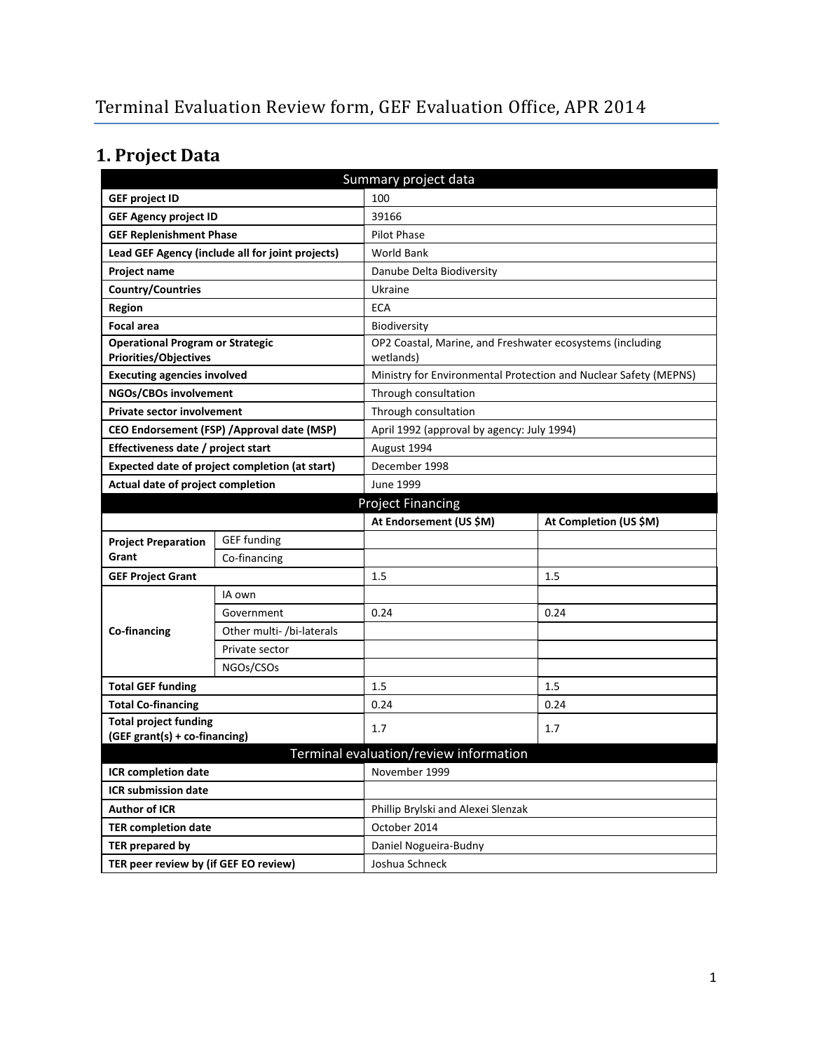# Terminal Evaluation Review form, GEF Evaluation Office, APR 2014

## 1. Project Data

| Summary project data | | | |
|---|---|---|---|
| **GEF project ID** | | 100 | |
| **GEF Agency project ID** | | 39166 | |
| **GEF Replenishment Phase** | | Pilot Phase | |
| **Lead GEF Agency (include all for joint projects)** | | World Bank | |
| **Project name** | | Danube Delta Biodiversity | |
| **Country/Countries** | | Ukraine | |
| **Region** | | ECA | |
| **Focal area** | | Biodiversity | |
| **Operational Program or Strategic Priorities/Objectives** | | OP2 Coastal, Marine, and Freshwater ecosystems (including wetlands) | |
| **Executing agencies involved** | | Ministry for Environmental Protection and Nuclear Safety (MEPNS) | |
| **NGOs/CBOs involvement** | | Through consultation | |
| **Private sector involvement** | | Through consultation | |
| **CEO Endorsement (FSP) /Approval date (MSP)** | | April 1992 (approval by agency: July 1994) | |
| **Effectiveness date / project start** | | August 1994 | |
| **Expected date of project completion (at start)** | | December 1998 | |
| **Actual date of project completion** | | June 1999 | |
| **Project Financing** | | | |
| | | **At Endorsement (US $M)** | **At Completion (US $M)** |
| **Project Preparation Grant** | GEF funding | | |
| | Co-financing | | |
| **GEF Project Grant** | | 1.5 | 1.5 |
| **Co-financing** | IA own | | |
| | Government | 0.24 | 0.24 |
| | Other multi- /bi-laterals | | |
| | Private sector | | |
| | NGOs/CSOs | | |
| **Total GEF funding** | | 1.5 | 1.5 |
| **Total Co-financing** | | 0.24 | 0.24 |
| **Total project funding (GEF grant(s) + co-financing)** | | 1.7 | 1.7 |
| **Terminal evaluation/review information** | | | |
| **ICR completion date** | | November 1999 | |
| **ICR submission date** | | | |
| **Author of ICR** | | Phillip Brylski and Alexei Slenzak | |
| **TER completion date** | | October 2014 | |
| **TER prepared by** | | Daniel Nogueira-Budny | |
| **TER peer review by (if GEF EO review)** | | Joshua Schneck | |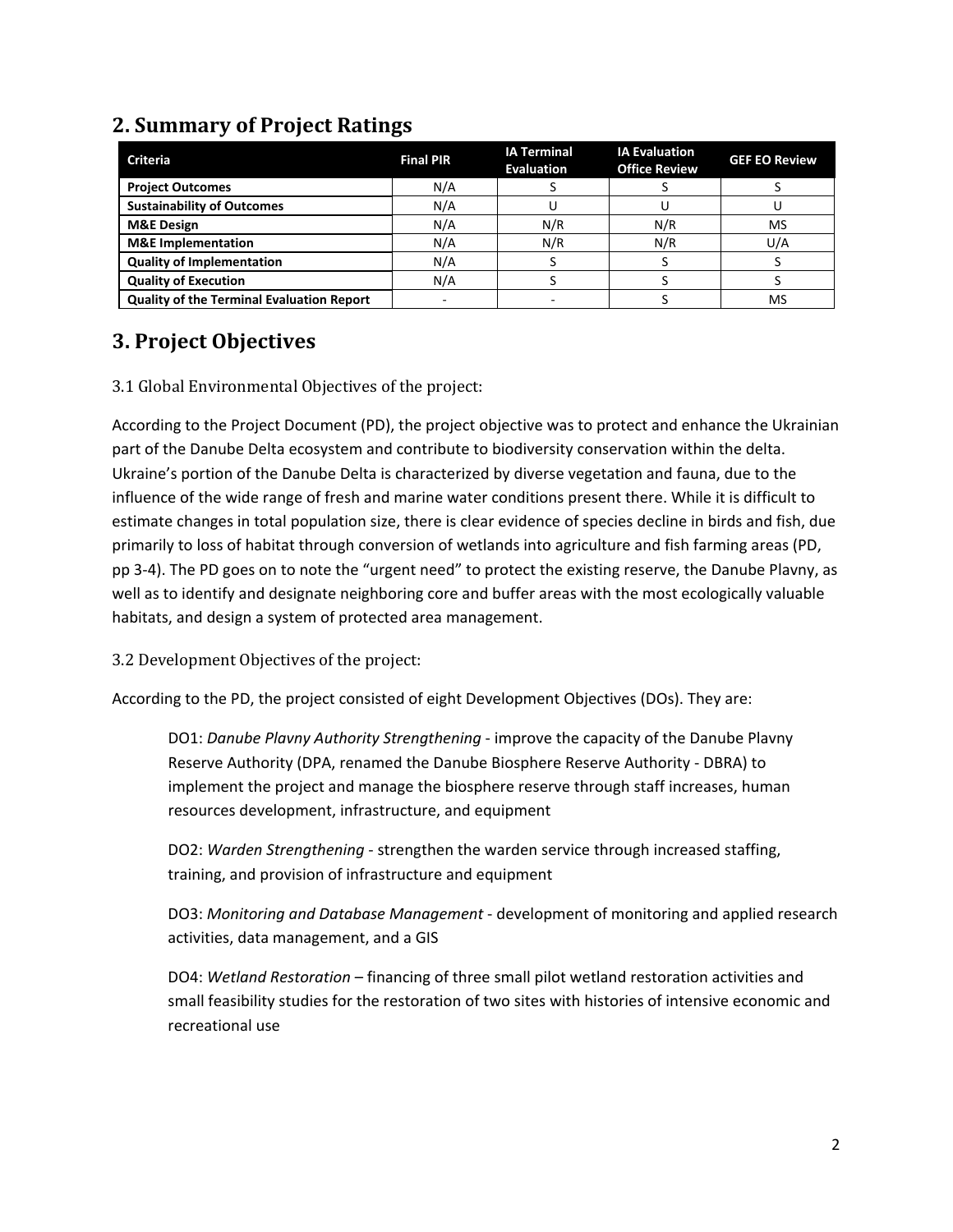## 2. Summary of Project Ratings

| Criteria | Final PIR | IA Terminal Evaluation | IA Evaluation Office Review | GEF EO Review |
|---|---|---|---|---|
| **Project Outcomes** | N/A | S | S | S |
| **Sustainability of Outcomes** | N/A | U | U | U |
| **M&E Design** | N/A | N/R | N/R | MS |
| **M&E Implementation** | N/A | N/R | N/R | U/A |
| **Quality of Implementation** | N/A | S | S | S |
| **Quality of Execution** | N/A | S | S | S |
| **Quality of the Terminal Evaluation Report** | - | - | S | MS |

## 3. Project Objectives

### 3.1 Global Environmental Objectives of the project:

According to the Project Document (PD), the project objective was to protect and enhance the Ukrainian part of the Danube Delta ecosystem and contribute to biodiversity conservation within the delta. Ukraine's portion of the Danube Delta is characterized by diverse vegetation and fauna, due to the influence of the wide range of fresh and marine water conditions present there. While it is difficult to estimate changes in total population size, there is clear evidence of species decline in birds and fish, due primarily to loss of habitat through conversion of wetlands into agriculture and fish farming areas (PD, pp 3-4). The PD goes on to note the "urgent need" to protect the existing reserve, the Danube Plavny, as well as to identify and designate neighboring core and buffer areas with the most ecologically valuable habitats, and design a system of protected area management.

### 3.2 Development Objectives of the project:

According to the PD, the project consisted of eight Development Objectives (DOs). They are:

> DO1: *Danube Plavny Authority Strengthening* - improve the capacity of the Danube Plavny Reserve Authority (DPA, renamed the Danube Biosphere Reserve Authority - DBRA) to implement the project and manage the biosphere reserve through staff increases, human resources development, infrastructure, and equipment
>
> DO2: *Warden Strengthening* - strengthen the warden service through increased staffing, training, and provision of infrastructure and equipment
>
> DO3: *Monitoring and Database Management* - development of monitoring and applied research activities, data management, and a GIS
>
> DO4: *Wetland Restoration* – financing of three small pilot wetland restoration activities and small feasibility studies for the restoration of two sites with histories of intensive economic and recreational use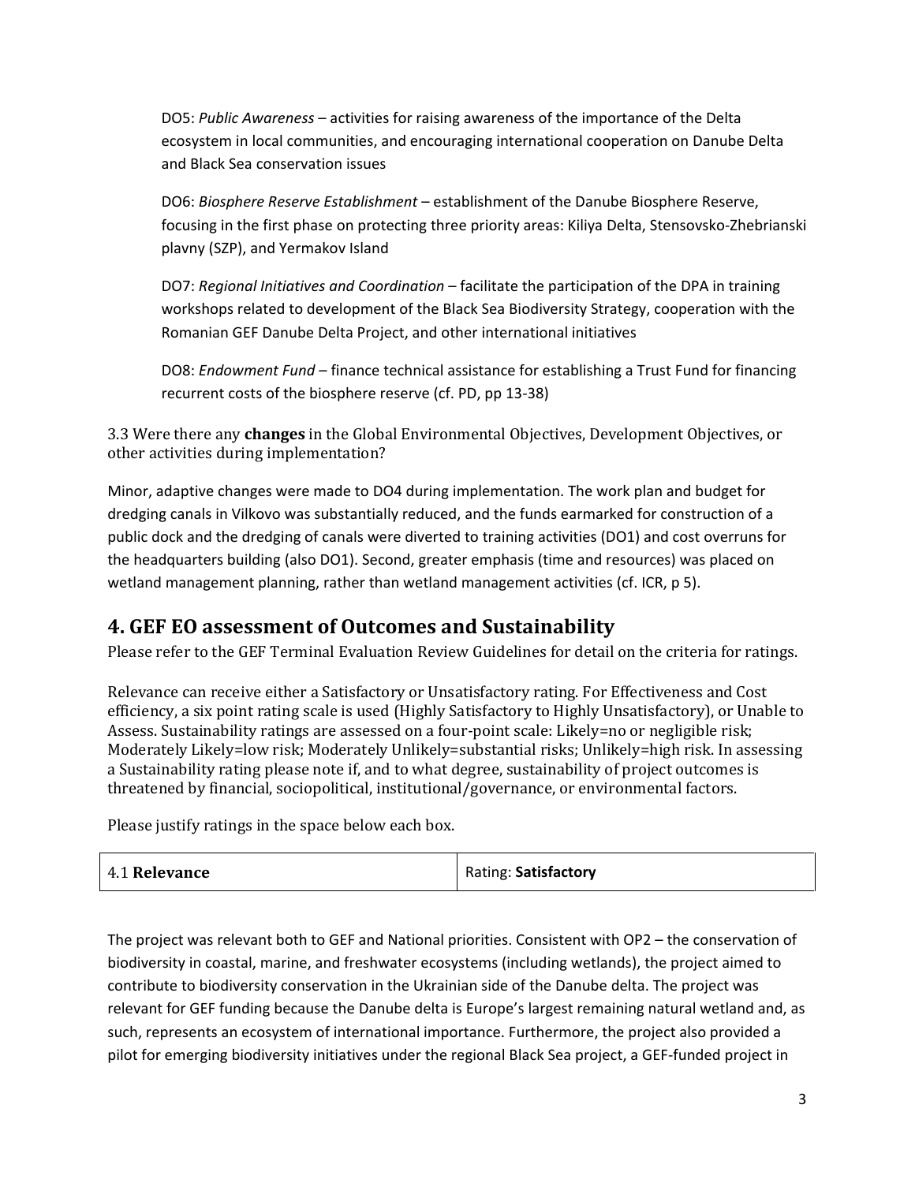DO5: *Public Awareness* – activities for raising awareness of the importance of the Delta ecosystem in local communities, and encouraging international cooperation on Danube Delta and Black Sea conservation issues

DO6: *Biosphere Reserve Establishment* – establishment of the Danube Biosphere Reserve, focusing in the first phase on protecting three priority areas: Kiliya Delta, Stensovsko-Zhebrianski plavny (SZP), and Yermakov Island

DO7: *Regional Initiatives and Coordination* – facilitate the participation of the DPA in training workshops related to development of the Black Sea Biodiversity Strategy, cooperation with the Romanian GEF Danube Delta Project, and other international initiatives

DO8: *Endowment Fund* – finance technical assistance for establishing a Trust Fund for financing recurrent costs of the biosphere reserve (cf. PD, pp 13-38)

3.3 Were there any **changes** in the Global Environmental Objectives, Development Objectives, or other activities during implementation?

Minor, adaptive changes were made to DO4 during implementation. The work plan and budget for dredging canals in Vilkovo was substantially reduced, and the funds earmarked for construction of a public dock and the dredging of canals were diverted to training activities (DO1) and cost overruns for the headquarters building (also DO1). Second, greater emphasis (time and resources) was placed on wetland management planning, rather than wetland management activities (cf. ICR, p 5).

## 4. GEF EO assessment of Outcomes and Sustainability

Please refer to the GEF Terminal Evaluation Review Guidelines for detail on the criteria for ratings.

Relevance can receive either a Satisfactory or Unsatisfactory rating. For Effectiveness and Cost efficiency, a six point rating scale is used (Highly Satisfactory to Highly Unsatisfactory), or Unable to Assess. Sustainability ratings are assessed on a four-point scale: Likely=no or negligible risk; Moderately Likely=low risk; Moderately Unlikely=substantial risks; Unlikely=high risk. In assessing a Sustainability rating please note if, and to what degree, sustainability of project outcomes is threatened by financial, sociopolitical, institutional/governance, or environmental factors.

Please justify ratings in the space below each box.

| 4.1 **Relevance** | Rating: **Satisfactory** |
|---|---|

The project was relevant both to GEF and National priorities. Consistent with OP2 – the conservation of biodiversity in coastal, marine, and freshwater ecosystems (including wetlands), the project aimed to contribute to biodiversity conservation in the Ukrainian side of the Danube delta. The project was relevant for GEF funding because the Danube delta is Europe's largest remaining natural wetland and, as such, represents an ecosystem of international importance. Furthermore, the project also provided a pilot for emerging biodiversity initiatives under the regional Black Sea project, a GEF-funded project in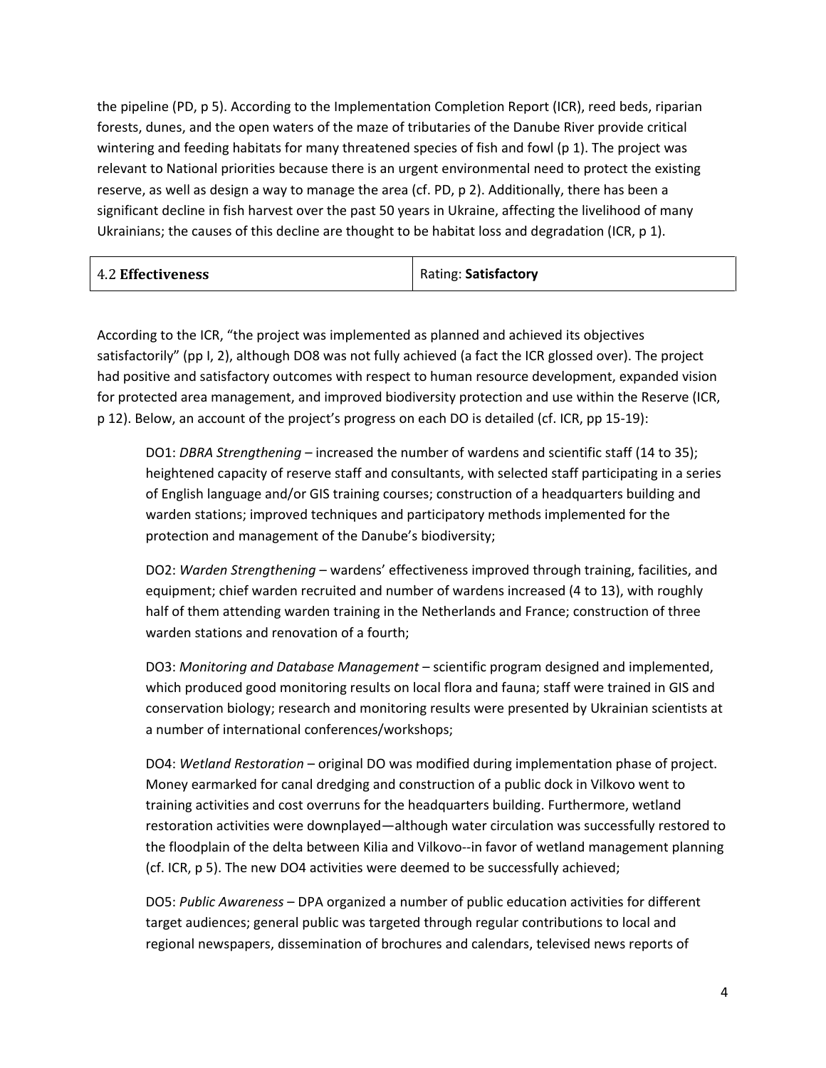the pipeline (PD, p 5). According to the Implementation Completion Report (ICR), reed beds, riparian forests, dunes, and the open waters of the maze of tributaries of the Danube River provide critical wintering and feeding habitats for many threatened species of fish and fowl (p 1). The project was relevant to National priorities because there is an urgent environmental need to protect the existing reserve, as well as design a way to manage the area (cf. PD, p 2). Additionally, there has been a significant decline in fish harvest over the past 50 years in Ukraine, affecting the livelihood of many Ukrainians; the causes of this decline are thought to be habitat loss and degradation (ICR, p 1).

| 4.2 **Effectiveness** | Rating: **Satisfactory** |
|---|---|

According to the ICR, "the project was implemented as planned and achieved its objectives satisfactorily" (pp I, 2), although DO8 was not fully achieved (a fact the ICR glossed over). The project had positive and satisfactory outcomes with respect to human resource development, expanded vision for protected area management, and improved biodiversity protection and use within the Reserve (ICR, p 12). Below, an account of the project's progress on each DO is detailed (cf. ICR, pp 15-19):

> DO1: *DBRA Strengthening* – increased the number of wardens and scientific staff (14 to 35); heightened capacity of reserve staff and consultants, with selected staff participating in a series of English language and/or GIS training courses; construction of a headquarters building and warden stations; improved techniques and participatory methods implemented for the protection and management of the Danube's biodiversity;
>
> DO2: *Warden Strengthening* – wardens' effectiveness improved through training, facilities, and equipment; chief warden recruited and number of wardens increased (4 to 13), with roughly half of them attending warden training in the Netherlands and France; construction of three warden stations and renovation of a fourth;
>
> DO3: *Monitoring and Database Management* – scientific program designed and implemented, which produced good monitoring results on local flora and fauna; staff were trained in GIS and conservation biology; research and monitoring results were presented by Ukrainian scientists at a number of international conferences/workshops;
>
> DO4: *Wetland Restoration* – original DO was modified during implementation phase of project. Money earmarked for canal dredging and construction of a public dock in Vilkovo went to training activities and cost overruns for the headquarters building. Furthermore, wetland restoration activities were downplayed—although water circulation was successfully restored to the floodplain of the delta between Kilia and Vilkovo--in favor of wetland management planning (cf. ICR, p 5). The new DO4 activities were deemed to be successfully achieved;
>
> DO5: *Public Awareness* – DPA organized a number of public education activities for different target audiences; general public was targeted through regular contributions to local and regional newspapers, dissemination of brochures and calendars, televised news reports of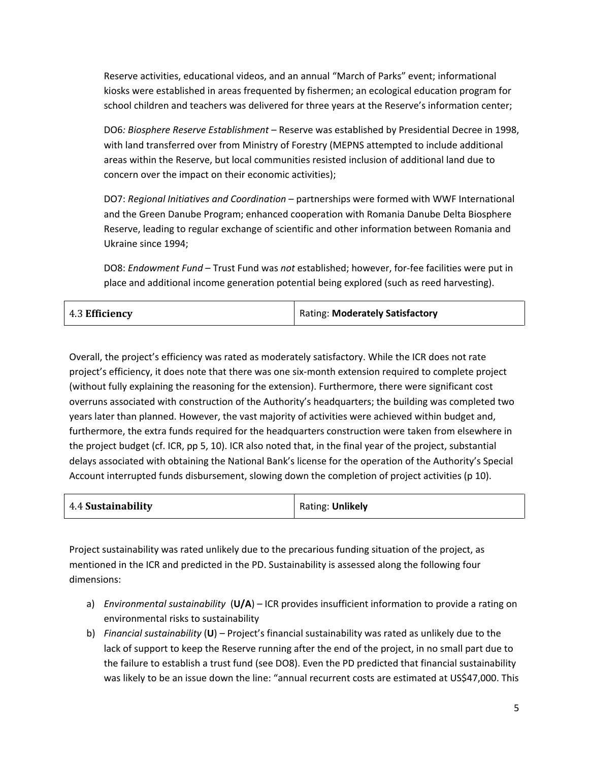Reserve activities, educational videos, and an annual "March of Parks" event; informational kiosks were established in areas frequented by fishermen; an ecological education program for school children and teachers was delivered for three years at the Reserve's information center;

DO6*: Biosphere Reserve Establishment* – Reserve was established by Presidential Decree in 1998, with land transferred over from Ministry of Forestry (MEPNS attempted to include additional areas within the Reserve, but local communities resisted inclusion of additional land due to concern over the impact on their economic activities);

DO7: *Regional Initiatives and Coordination* – partnerships were formed with WWF International and the Green Danube Program; enhanced cooperation with Romania Danube Delta Biosphere Reserve, leading to regular exchange of scientific and other information between Romania and Ukraine since 1994;

DO8: *Endowment Fund* – Trust Fund was *not* established; however, for-fee facilities were put in place and additional income generation potential being explored (such as reed harvesting).

| 4.3 **Efficiency** | Rating: **Moderately Satisfactory** |
| --- | --- |

Overall, the project's efficiency was rated as moderately satisfactory. While the ICR does not rate project's efficiency, it does note that there was one six-month extension required to complete project (without fully explaining the reasoning for the extension). Furthermore, there were significant cost overruns associated with construction of the Authority's headquarters; the building was completed two years later than planned. However, the vast majority of activities were achieved within budget and, furthermore, the extra funds required for the headquarters construction were taken from elsewhere in the project budget (cf. ICR, pp 5, 10). ICR also noted that, in the final year of the project, substantial delays associated with obtaining the National Bank's license for the operation of the Authority's Special Account interrupted funds disbursement, slowing down the completion of project activities (p 10).

| 4.4 **Sustainability** | Rating: **Unlikely** |
| --- | --- |

Project sustainability was rated unlikely due to the precarious funding situation of the project, as mentioned in the ICR and predicted in the PD. Sustainability is assessed along the following four dimensions:

a) *Environmental sustainability* (**U/A**) – ICR provides insufficient information to provide a rating on environmental risks to sustainability
b) *Financial sustainability* (**U**) – Project's financial sustainability was rated as unlikely due to the lack of support to keep the Reserve running after the end of the project, in no small part due to the failure to establish a trust fund (see DO8). Even the PD predicted that financial sustainability was likely to be an issue down the line: "annual recurrent costs are estimated at US$47,000. This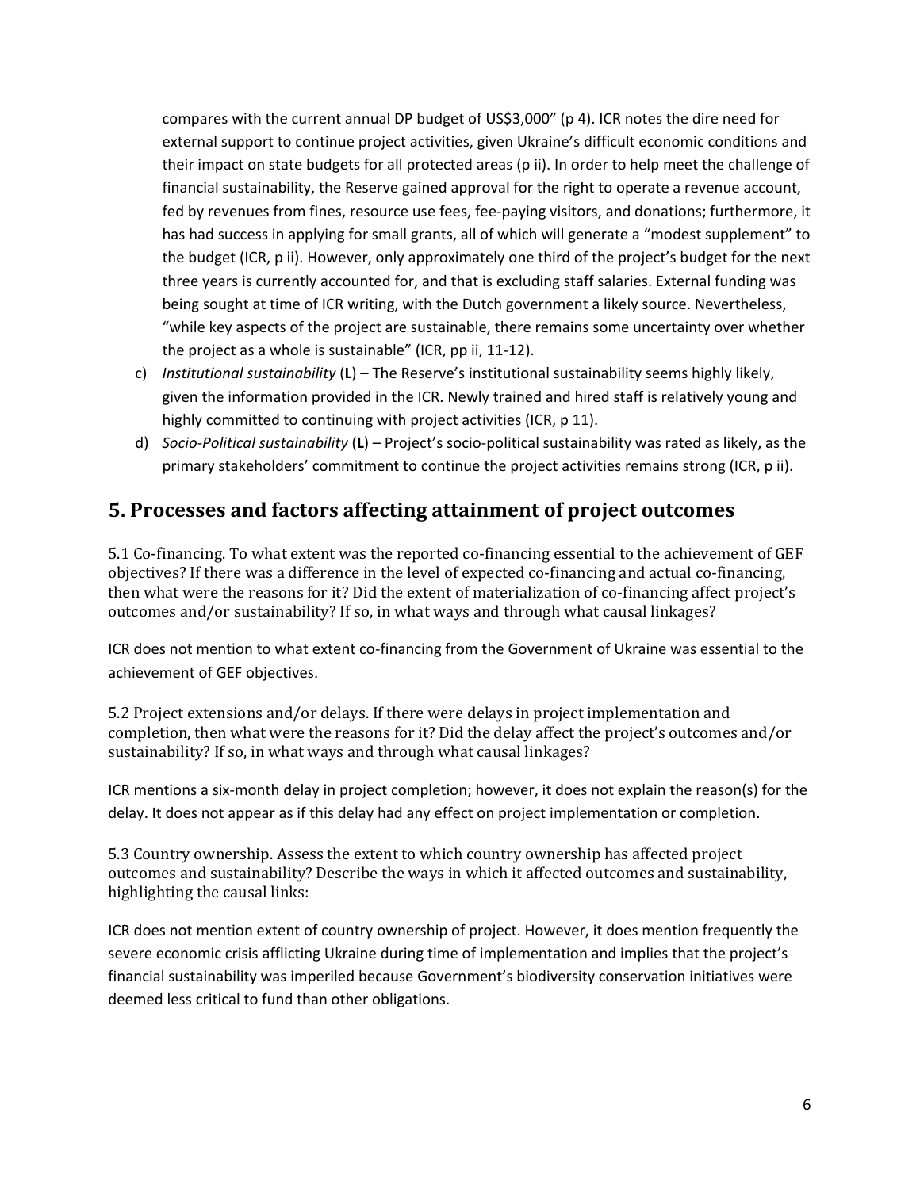compares with the current annual DP budget of US$3,000" (p 4). ICR notes the dire need for external support to continue project activities, given Ukraine's difficult economic conditions and their impact on state budgets for all protected areas (p ii). In order to help meet the challenge of financial sustainability, the Reserve gained approval for the right to operate a revenue account, fed by revenues from fines, resource use fees, fee-paying visitors, and donations; furthermore, it has had success in applying for small grants, all of which will generate a "modest supplement" to the budget (ICR, p ii). However, only approximately one third of the project's budget for the next three years is currently accounted for, and that is excluding staff salaries. External funding was being sought at time of ICR writing, with the Dutch government a likely source. Nevertheless, "while key aspects of the project are sustainable, there remains some uncertainty over whether the project as a whole is sustainable" (ICR, pp ii, 11-12).

c) *Institutional sustainability* (**L**) – The Reserve's institutional sustainability seems highly likely, given the information provided in the ICR. Newly trained and hired staff is relatively young and highly committed to continuing with project activities (ICR, p 11).

d) *Socio-Political sustainability* (**L**) – Project's socio-political sustainability was rated as likely, as the primary stakeholders' commitment to continue the project activities remains strong (ICR, p ii).

## 5. Processes and factors affecting attainment of project outcomes

5.1 Co-financing. To what extent was the reported co-financing essential to the achievement of GEF objectives? If there was a difference in the level of expected co-financing and actual co-financing, then what were the reasons for it? Did the extent of materialization of co-financing affect project's outcomes and/or sustainability? If so, in what ways and through what causal linkages?

ICR does not mention to what extent co-financing from the Government of Ukraine was essential to the achievement of GEF objectives.

5.2 Project extensions and/or delays. If there were delays in project implementation and completion, then what were the reasons for it? Did the delay affect the project's outcomes and/or sustainability? If so, in what ways and through what causal linkages?

ICR mentions a six-month delay in project completion; however, it does not explain the reason(s) for the delay. It does not appear as if this delay had any effect on project implementation or completion.

5.3 Country ownership. Assess the extent to which country ownership has affected project outcomes and sustainability? Describe the ways in which it affected outcomes and sustainability, highlighting the causal links:

ICR does not mention extent of country ownership of project. However, it does mention frequently the severe economic crisis afflicting Ukraine during time of implementation and implies that the project's financial sustainability was imperiled because Government's biodiversity conservation initiatives were deemed less critical to fund than other obligations.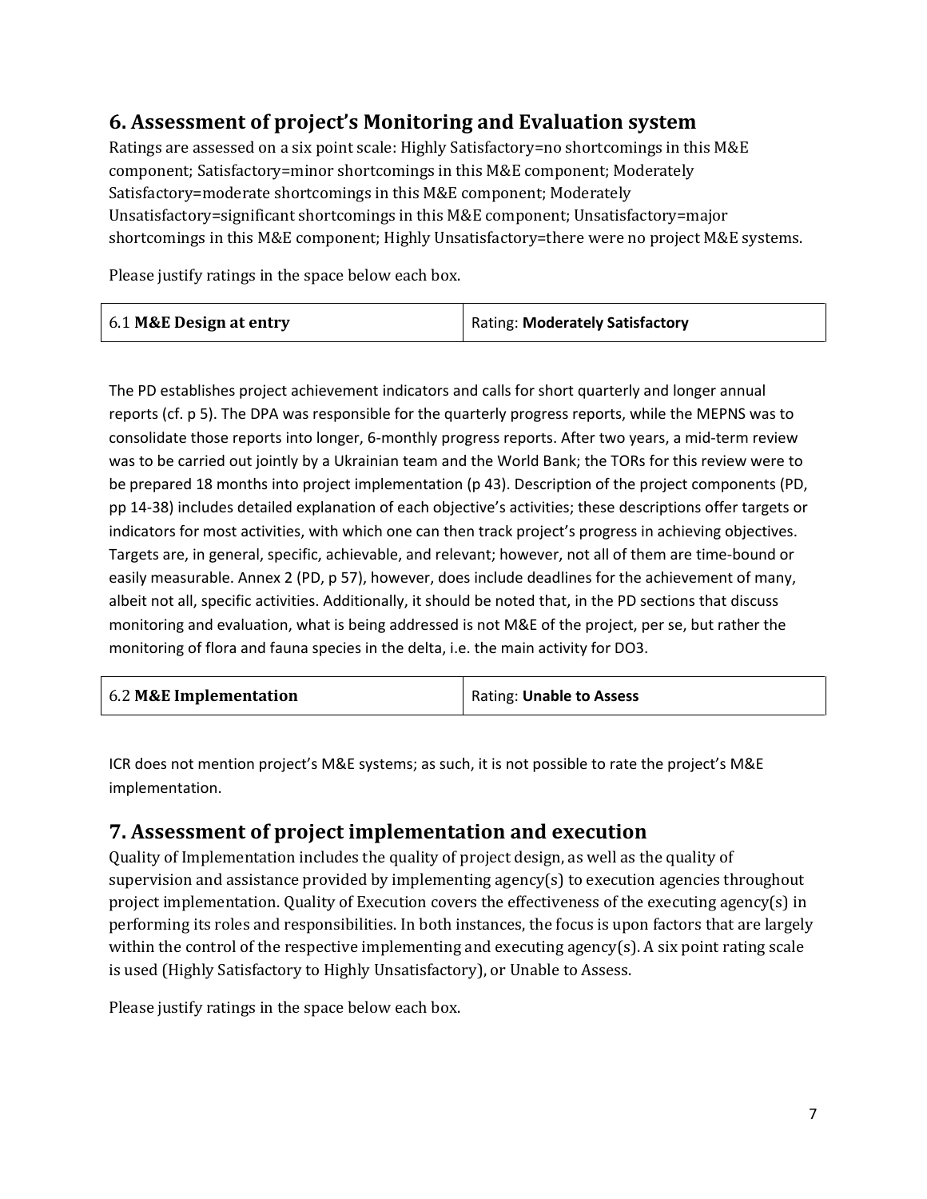## 6. Assessment of project's Monitoring and Evaluation system

Ratings are assessed on a six point scale: Highly Satisfactory=no shortcomings in this M&E component; Satisfactory=minor shortcomings in this M&E component; Moderately Satisfactory=moderate shortcomings in this M&E component; Moderately Unsatisfactory=significant shortcomings in this M&E component; Unsatisfactory=major shortcomings in this M&E component; Highly Unsatisfactory=there were no project M&E systems.

Please justify ratings in the space below each box.

| 6.1 **M&E Design at entry** | Rating: **Moderately Satisfactory** |
|---|---|

The PD establishes project achievement indicators and calls for short quarterly and longer annual reports (cf. p 5). The DPA was responsible for the quarterly progress reports, while the MEPNS was to consolidate those reports into longer, 6-monthly progress reports. After two years, a mid-term review was to be carried out jointly by a Ukrainian team and the World Bank; the TORs for this review were to be prepared 18 months into project implementation (p 43). Description of the project components (PD, pp 14-38) includes detailed explanation of each objective's activities; these descriptions offer targets or indicators for most activities, with which one can then track project's progress in achieving objectives. Targets are, in general, specific, achievable, and relevant; however, not all of them are time-bound or easily measurable. Annex 2 (PD, p 57), however, does include deadlines for the achievement of many, albeit not all, specific activities. Additionally, it should be noted that, in the PD sections that discuss monitoring and evaluation, what is being addressed is not M&E of the project, per se, but rather the monitoring of flora and fauna species in the delta, i.e. the main activity for DO3.

| 6.2 **M&E Implementation** | Rating: **Unable to Assess** |
|---|---|

ICR does not mention project's M&E systems; as such, it is not possible to rate the project's M&E implementation.

## 7. Assessment of project implementation and execution

Quality of Implementation includes the quality of project design, as well as the quality of supervision and assistance provided by implementing agency(s) to execution agencies throughout project implementation. Quality of Execution covers the effectiveness of the executing agency(s) in performing its roles and responsibilities. In both instances, the focus is upon factors that are largely within the control of the respective implementing and executing agency(s). A six point rating scale is used (Highly Satisfactory to Highly Unsatisfactory), or Unable to Assess.

Please justify ratings in the space below each box.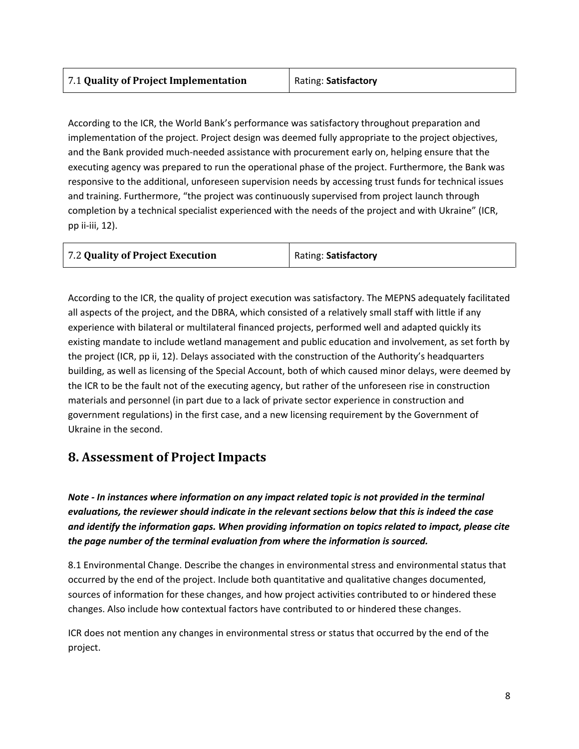| 7.1 **Quality of Project Implementation** | Rating: **Satisfactory** |
|---|---|

According to the ICR, the World Bank's performance was satisfactory throughout preparation and implementation of the project. Project design was deemed fully appropriate to the project objectives, and the Bank provided much-needed assistance with procurement early on, helping ensure that the executing agency was prepared to run the operational phase of the project. Furthermore, the Bank was responsive to the additional, unforeseen supervision needs by accessing trust funds for technical issues and training. Furthermore, "the project was continuously supervised from project launch through completion by a technical specialist experienced with the needs of the project and with Ukraine" (ICR, pp ii-iii, 12).

| 7.2 **Quality of Project Execution** | Rating: **Satisfactory** |
|---|---|

According to the ICR, the quality of project execution was satisfactory. The MEPNS adequately facilitated all aspects of the project, and the DBRA, which consisted of a relatively small staff with little if any experience with bilateral or multilateral financed projects, performed well and adapted quickly its existing mandate to include wetland management and public education and involvement, as set forth by the project (ICR, pp ii, 12). Delays associated with the construction of the Authority's headquarters building, as well as licensing of the Special Account, both of which caused minor delays, were deemed by the ICR to be the fault not of the executing agency, but rather of the unforeseen rise in construction materials and personnel (in part due to a lack of private sector experience in construction and government regulations) in the first case, and a new licensing requirement by the Government of Ukraine in the second.

## 8. Assessment of Project Impacts

***Note - In instances where information on any impact related topic is not provided in the terminal evaluations, the reviewer should indicate in the relevant sections below that this is indeed the case and identify the information gaps. When providing information on topics related to impact, please cite the page number of the terminal evaluation from where the information is sourced.***

8.1 Environmental Change. Describe the changes in environmental stress and environmental status that occurred by the end of the project. Include both quantitative and qualitative changes documented, sources of information for these changes, and how project activities contributed to or hindered these changes. Also include how contextual factors have contributed to or hindered these changes.

ICR does not mention any changes in environmental stress or status that occurred by the end of the project.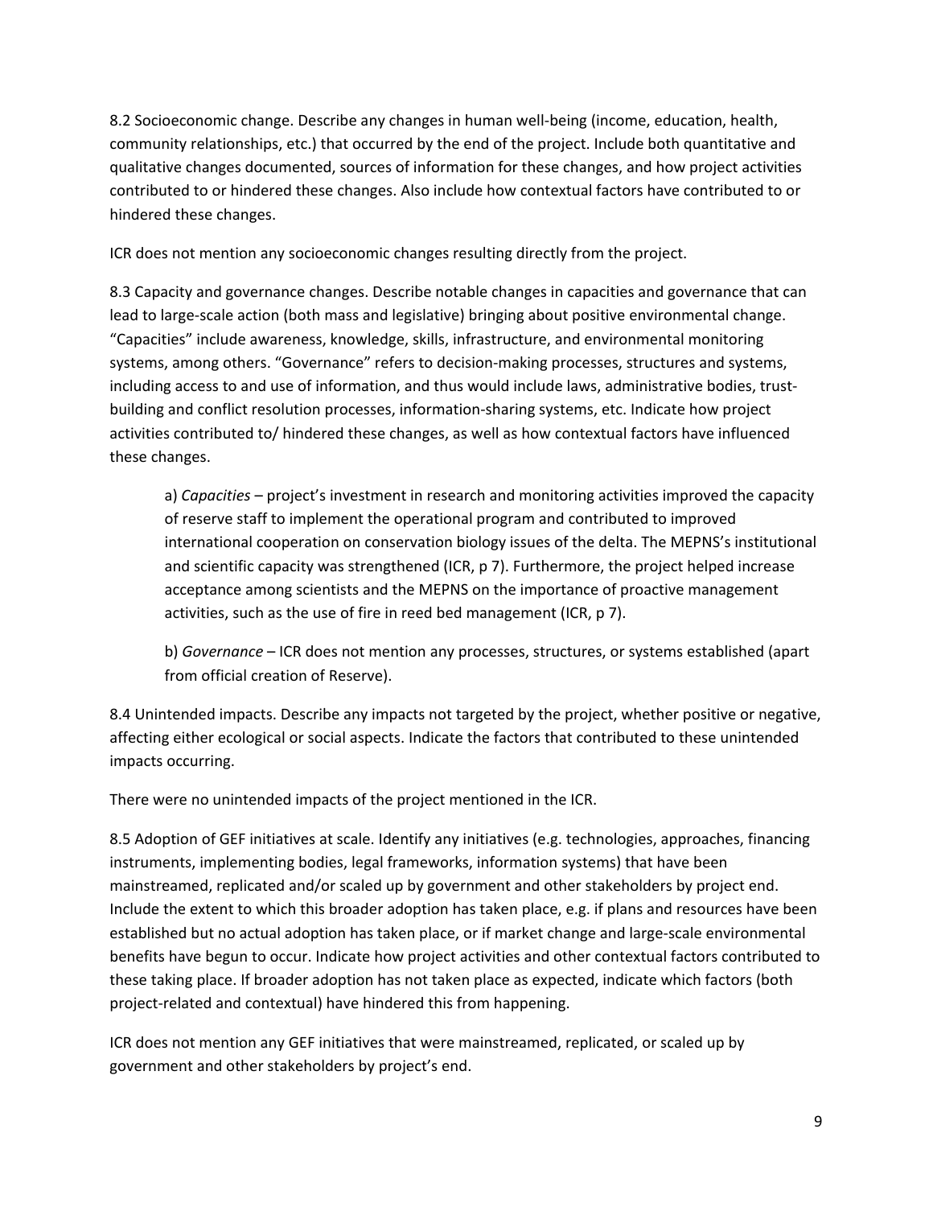8.2 Socioeconomic change. Describe any changes in human well-being (income, education, health, community relationships, etc.) that occurred by the end of the project. Include both quantitative and qualitative changes documented, sources of information for these changes, and how project activities contributed to or hindered these changes. Also include how contextual factors have contributed to or hindered these changes.

ICR does not mention any socioeconomic changes resulting directly from the project.

8.3 Capacity and governance changes. Describe notable changes in capacities and governance that can lead to large-scale action (both mass and legislative) bringing about positive environmental change. “Capacities” include awareness, knowledge, skills, infrastructure, and environmental monitoring systems, among others. “Governance” refers to decision-making processes, structures and systems, including access to and use of information, and thus would include laws, administrative bodies, trust-building and conflict resolution processes, information-sharing systems, etc. Indicate how project activities contributed to/ hindered these changes, as well as how contextual factors have influenced these changes.

> a) *Capacities* – project’s investment in research and monitoring activities improved the capacity of reserve staff to implement the operational program and contributed to improved international cooperation on conservation biology issues of the delta. The MEPNS’s institutional and scientific capacity was strengthened (ICR, p 7). Furthermore, the project helped increase acceptance among scientists and the MEPNS on the importance of proactive management activities, such as the use of fire in reed bed management (ICR, p 7).
>
> b) *Governance* – ICR does not mention any processes, structures, or systems established (apart from official creation of Reserve).

8.4 Unintended impacts. Describe any impacts not targeted by the project, whether positive or negative, affecting either ecological or social aspects. Indicate the factors that contributed to these unintended impacts occurring.

There were no unintended impacts of the project mentioned in the ICR.

8.5 Adoption of GEF initiatives at scale. Identify any initiatives (e.g. technologies, approaches, financing instruments, implementing bodies, legal frameworks, information systems) that have been mainstreamed, replicated and/or scaled up by government and other stakeholders by project end. Include the extent to which this broader adoption has taken place, e.g. if plans and resources have been established but no actual adoption has taken place, or if market change and large-scale environmental benefits have begun to occur. Indicate how project activities and other contextual factors contributed to these taking place. If broader adoption has not taken place as expected, indicate which factors (both project-related and contextual) have hindered this from happening.

ICR does not mention any GEF initiatives that were mainstreamed, replicated, or scaled up by government and other stakeholders by project’s end.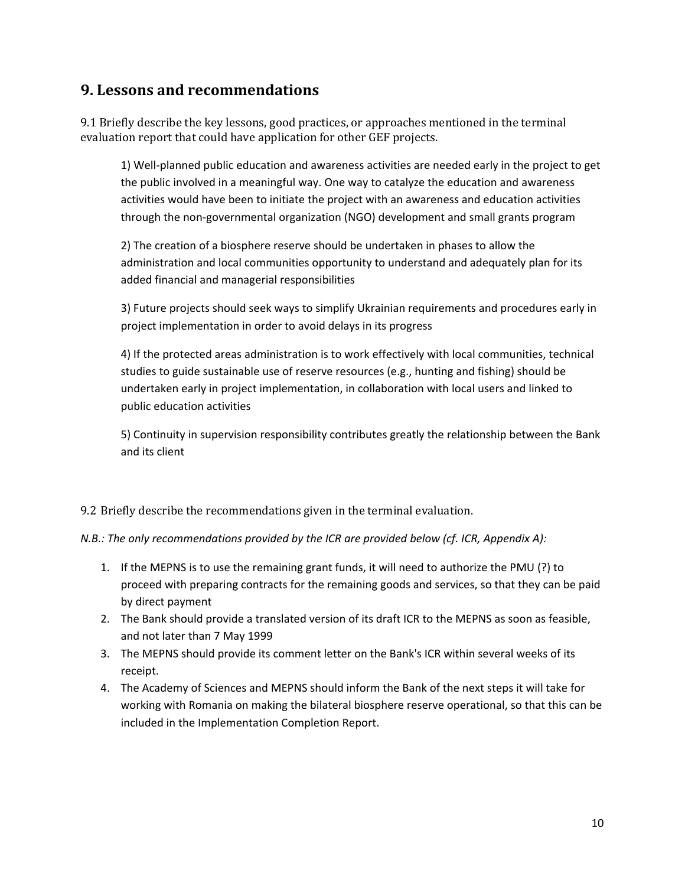## 9. Lessons and recommendations

9.1 Briefly describe the key lessons, good practices, or approaches mentioned in the terminal evaluation report that could have application for other GEF projects.

1) Well-planned public education and awareness activities are needed early in the project to get the public involved in a meaningful way. One way to catalyze the education and awareness activities would have been to initiate the project with an awareness and education activities through the non-governmental organization (NGO) development and small grants program

2) The creation of a biosphere reserve should be undertaken in phases to allow the administration and local communities opportunity to understand and adequately plan for its added financial and managerial responsibilities

3) Future projects should seek ways to simplify Ukrainian requirements and procedures early in project implementation in order to avoid delays in its progress

4) If the protected areas administration is to work effectively with local communities, technical studies to guide sustainable use of reserve resources (e.g., hunting and fishing) should be undertaken early in project implementation, in collaboration with local users and linked to public education activities

5) Continuity in supervision responsibility contributes greatly the relationship between the Bank and its client

9.2 Briefly describe the recommendations given in the terminal evaluation.

*N.B.: The only recommendations provided by the ICR are provided below (cf. ICR, Appendix A):*

1. If the MEPNS is to use the remaining grant funds, it will need to authorize the PMU (?) to proceed with preparing contracts for the remaining goods and services, so that they can be paid by direct payment
2. The Bank should provide a translated version of its draft ICR to the MEPNS as soon as feasible, and not later than 7 May 1999
3. The MEPNS should provide its comment letter on the Bank's ICR within several weeks of its receipt.
4. The Academy of Sciences and MEPNS should inform the Bank of the next steps it will take for working with Romania on making the bilateral biosphere reserve operational, so that this can be included in the Implementation Completion Report.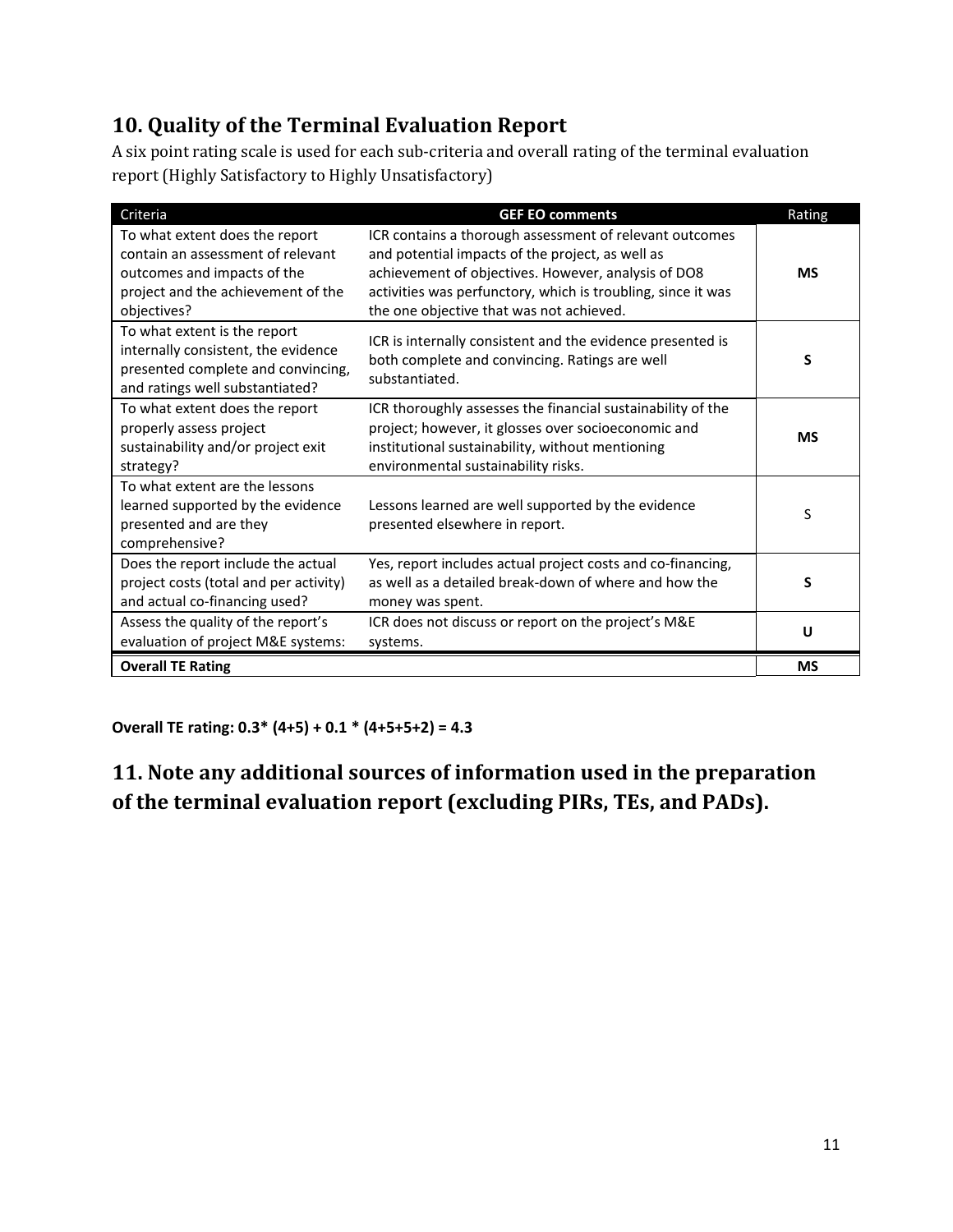## 10. Quality of the Terminal Evaluation Report

A six point rating scale is used for each sub-criteria and overall rating of the terminal evaluation report (Highly Satisfactory to Highly Unsatisfactory)

| Criteria | GEF EO comments | Rating |
|---|---|---|
| To what extent does the report contain an assessment of relevant outcomes and impacts of the project and the achievement of the objectives? | ICR contains a thorough assessment of relevant outcomes and potential impacts of the project, as well as achievement of objectives. However, analysis of DO8 activities was perfunctory, which is troubling, since it was the one objective that was not achieved. | **MS** |
| To what extent is the report internally consistent, the evidence presented complete and convincing, and ratings well substantiated? | ICR is internally consistent and the evidence presented is both complete and convincing. Ratings are well substantiated. | **S** |
| To what extent does the report properly assess project sustainability and/or project exit strategy? | ICR thoroughly assesses the financial sustainability of the project; however, it glosses over socioeconomic and institutional sustainability, without mentioning environmental sustainability risks. | **MS** |
| To what extent are the lessons learned supported by the evidence presented and are they comprehensive? | Lessons learned are well supported by the evidence presented elsewhere in report. | S |
| Does the report include the actual project costs (total and per activity) and actual co-financing used? | Yes, report includes actual project costs and co-financing, as well as a detailed break-down of where and how the money was spent. | **S** |
| Assess the quality of the report's evaluation of project M&E systems: | ICR does not discuss or report on the project's M&E systems. | **U** |
| **Overall TE Rating** | | **MS** |

**Overall TE rating: 0.3* (4+5) + 0.1 * (4+5+5+2) = 4.3**

## 11. Note any additional sources of information used in the preparation of the terminal evaluation report (excluding PIRs, TEs, and PADs).